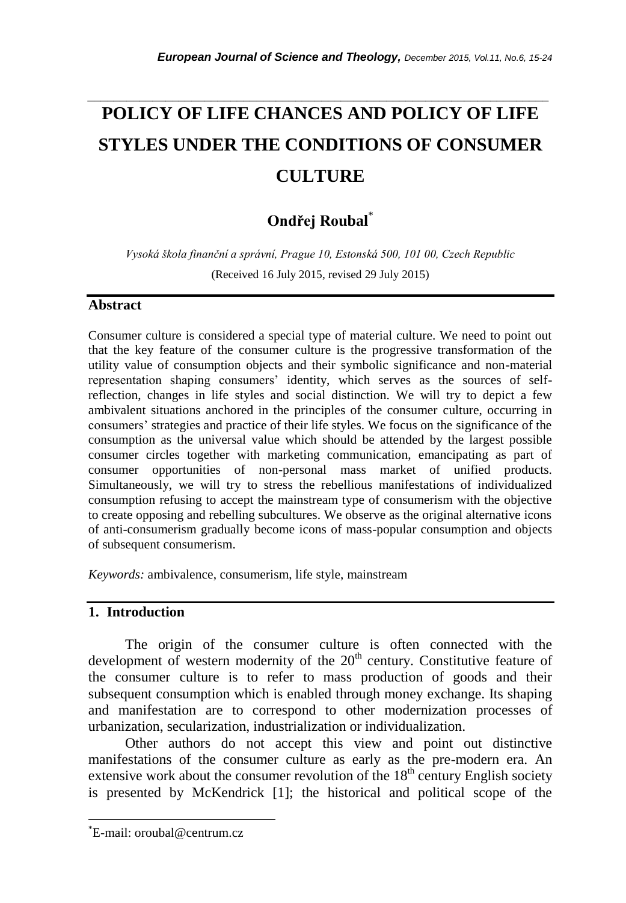# POLICY OF LIFE CHANCES AND POLICY OF LIFE STYLES UNDER THE CONDITIONS OF CONSUMER CULTURE

**Ondřej Roubal***

*Vysoká škola finanční a správní, Prague 10, Estonská 500, 101 00, Czech Republic*

(Received 16 July 2015, revised 29 July 2015)

## Abstract

Consumer culture is considered a special type of material culture. We need to point out that the key feature of the consumer culture is the progressive transformation of the utility value of consumption objects and their symbolic significance and non-material representation shaping consumers' identity, which serves as the sources of self-reflection, changes in life styles and social distinction. We will try to depict a few ambivalent situations anchored in the principles of the consumer culture, occurring in consumers' strategies and practice of their life styles. We focus on the significance of the consumption as the universal value which should be attended by the largest possible consumer circles together with marketing communication, emancipating as part of consumer opportunities of non-personal mass market of unified products. Simultaneously, we will try to stress the rebellious manifestations of individualized consumption refusing to accept the mainstream type of consumerism with the objective to create opposing and rebelling subcultures. We observe as the original alternative icons of anti-consumerism gradually become icons of mass-popular consumption and objects of subsequent consumerism.

*Keywords:* ambivalence, consumerism, life style, mainstream

## 1. Introduction

The origin of the consumer culture is often connected with the development of western modernity of the 20$^{th}$ century. Constitutive feature of the consumer culture is to refer to mass production of goods and their subsequent consumption which is enabled through money exchange. Its shaping and manifestation are to correspond to other modernization processes of urbanization, secularization, industrialization or individualization.

Other authors do not accept this view and point out distinctive manifestations of the consumer culture as early as the pre-modern era. An extensive work about the consumer revolution of the 18$^{th}$ century English society is presented by McKendrick [1]; the historical and political scope of the

*E-mail: oroubal@centrum.cz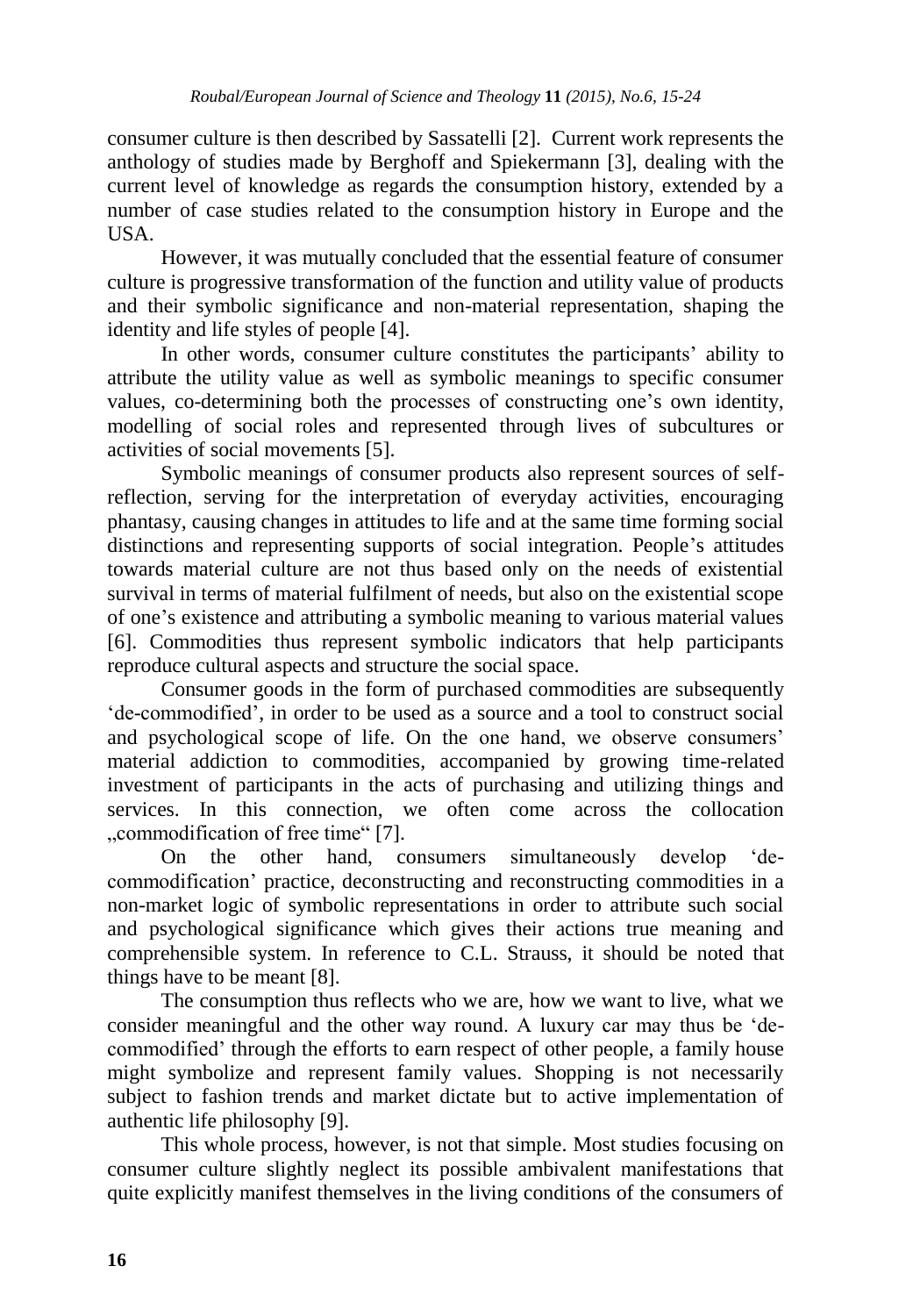consumer culture is then described by Sassatelli [2]. Current work represents the anthology of studies made by Berghoff and Spiekermann [3], dealing with the current level of knowledge as regards the consumption history, extended by a number of case studies related to the consumption history in Europe and the USA.

However, it was mutually concluded that the essential feature of consumer culture is progressive transformation of the function and utility value of products and their symbolic significance and non-material representation, shaping the identity and life styles of people [4].

In other words, consumer culture constitutes the participants' ability to attribute the utility value as well as symbolic meanings to specific consumer values, co-determining both the processes of constructing one's own identity, modelling of social roles and represented through lives of subcultures or activities of social movements [5].

Symbolic meanings of consumer products also represent sources of self-reflection, serving for the interpretation of everyday activities, encouraging phantasy, causing changes in attitudes to life and at the same time forming social distinctions and representing supports of social integration. People's attitudes towards material culture are not thus based only on the needs of existential survival in terms of material fulfilment of needs, but also on the existential scope of one's existence and attributing a symbolic meaning to various material values [6]. Commodities thus represent symbolic indicators that help participants reproduce cultural aspects and structure the social space.

Consumer goods in the form of purchased commodities are subsequently 'de-commodified', in order to be used as a source and a tool to construct social and psychological scope of life. On the one hand, we observe consumers' material addiction to commodities, accompanied by growing time-related investment of participants in the acts of purchasing and utilizing things and services. In this connection, we often come across the collocation „commodification of free time" [7].

On the other hand, consumers simultaneously develop 'de-commodification' practice, deconstructing and reconstructing commodities in a non-market logic of symbolic representations in order to attribute such social and psychological significance which gives their actions true meaning and comprehensible system. In reference to C.L. Strauss, it should be noted that things have to be meant [8].

The consumption thus reflects who we are, how we want to live, what we consider meaningful and the other way round. A luxury car may thus be 'de-commodified' through the efforts to earn respect of other people, a family house might symbolize and represent family values. Shopping is not necessarily subject to fashion trends and market dictate but to active implementation of authentic life philosophy [9].

This whole process, however, is not that simple. Most studies focusing on consumer culture slightly neglect its possible ambivalent manifestations that quite explicitly manifest themselves in the living conditions of the consumers of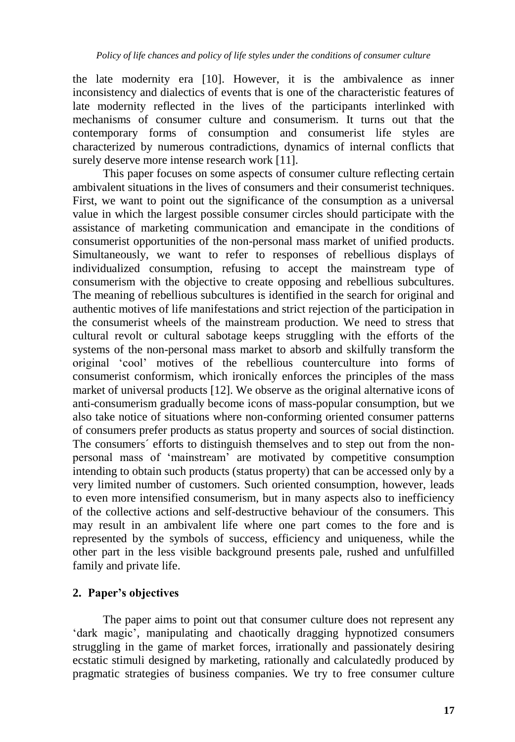the late modernity era [10]. However, it is the ambivalence as inner inconsistency and dialectics of events that is one of the characteristic features of late modernity reflected in the lives of the participants interlinked with mechanisms of consumer culture and consumerism. It turns out that the contemporary forms of consumption and consumerist life styles are characterized by numerous contradictions, dynamics of internal conflicts that surely deserve more intense research work [11].

This paper focuses on some aspects of consumer culture reflecting certain ambivalent situations in the lives of consumers and their consumerist techniques. First, we want to point out the significance of the consumption as a universal value in which the largest possible consumer circles should participate with the assistance of marketing communication and emancipate in the conditions of consumerist opportunities of the non-personal mass market of unified products. Simultaneously, we want to refer to responses of rebellious displays of individualized consumption, refusing to accept the mainstream type of consumerism with the objective to create opposing and rebellious subcultures. The meaning of rebellious subcultures is identified in the search for original and authentic motives of life manifestations and strict rejection of the participation in the consumerist wheels of the mainstream production. We need to stress that cultural revolt or cultural sabotage keeps struggling with the efforts of the systems of the non-personal mass market to absorb and skilfully transform the original 'cool' motives of the rebellious counterculture into forms of consumerist conformism, which ironically enforces the principles of the mass market of universal products [12]. We observe as the original alternative icons of anti-consumerism gradually become icons of mass-popular consumption, but we also take notice of situations where non-conforming oriented consumer patterns of consumers prefer products as status property and sources of social distinction. The consumers´ efforts to distinguish themselves and to step out from the non-personal mass of 'mainstream' are motivated by competitive consumption intending to obtain such products (status property) that can be accessed only by a very limited number of customers. Such oriented consumption, however, leads to even more intensified consumerism, but in many aspects also to inefficiency of the collective actions and self-destructive behaviour of the consumers. This may result in an ambivalent life where one part comes to the fore and is represented by the symbols of success, efficiency and uniqueness, while the other part in the less visible background presents pale, rushed and unfulfilled family and private life.

## 2. Paper's objectives

The paper aims to point out that consumer culture does not represent any 'dark magic', manipulating and chaotically dragging hypnotized consumers struggling in the game of market forces, irrationally and passionately desiring ecstatic stimuli designed by marketing, rationally and calculatedly produced by pragmatic strategies of business companies. We try to free consumer culture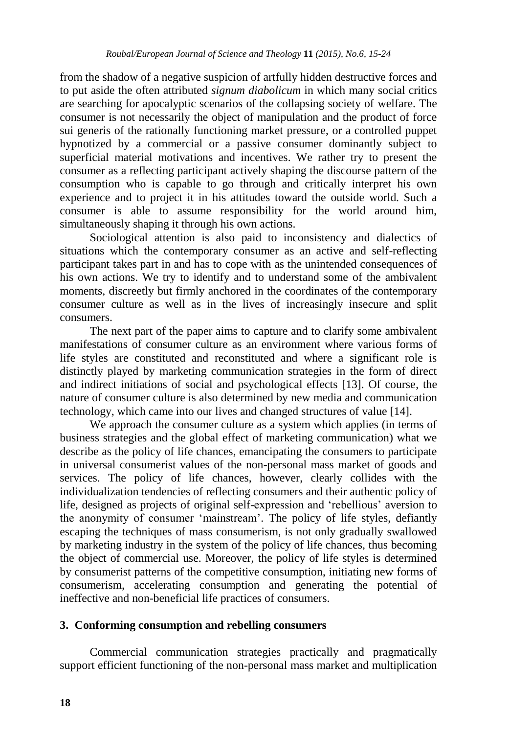from the shadow of a negative suspicion of artfully hidden destructive forces and to put aside the often attributed *signum diabolicum* in which many social critics are searching for apocalyptic scenarios of the collapsing society of welfare. The consumer is not necessarily the object of manipulation and the product of force sui generis of the rationally functioning market pressure, or a controlled puppet hypnotized by a commercial or a passive consumer dominantly subject to superficial material motivations and incentives. We rather try to present the consumer as a reflecting participant actively shaping the discourse pattern of the consumption who is capable to go through and critically interpret his own experience and to project it in his attitudes toward the outside world. Such a consumer is able to assume responsibility for the world around him, simultaneously shaping it through his own actions.

Sociological attention is also paid to inconsistency and dialectics of situations which the contemporary consumer as an active and self-reflecting participant takes part in and has to cope with as the unintended consequences of his own actions. We try to identify and to understand some of the ambivalent moments, discreetly but firmly anchored in the coordinates of the contemporary consumer culture as well as in the lives of increasingly insecure and split consumers.

The next part of the paper aims to capture and to clarify some ambivalent manifestations of consumer culture as an environment where various forms of life styles are constituted and reconstituted and where a significant role is distinctly played by marketing communication strategies in the form of direct and indirect initiations of social and psychological effects [13]. Of course, the nature of consumer culture is also determined by new media and communication technology, which came into our lives and changed structures of value [14].

We approach the consumer culture as a system which applies (in terms of business strategies and the global effect of marketing communication) what we describe as the policy of life chances, emancipating the consumers to participate in universal consumerist values of the non-personal mass market of goods and services. The policy of life chances, however, clearly collides with the individualization tendencies of reflecting consumers and their authentic policy of life, designed as projects of original self-expression and 'rebellious' aversion to the anonymity of consumer 'mainstream'. The policy of life styles, defiantly escaping the techniques of mass consumerism, is not only gradually swallowed by marketing industry in the system of the policy of life chances, thus becoming the object of commercial use. Moreover, the policy of life styles is determined by consumerist patterns of the competitive consumption, initiating new forms of consumerism, accelerating consumption and generating the potential of ineffective and non-beneficial life practices of consumers.

## 3. Conforming consumption and rebelling consumers

Commercial communication strategies practically and pragmatically support efficient functioning of the non-personal mass market and multiplication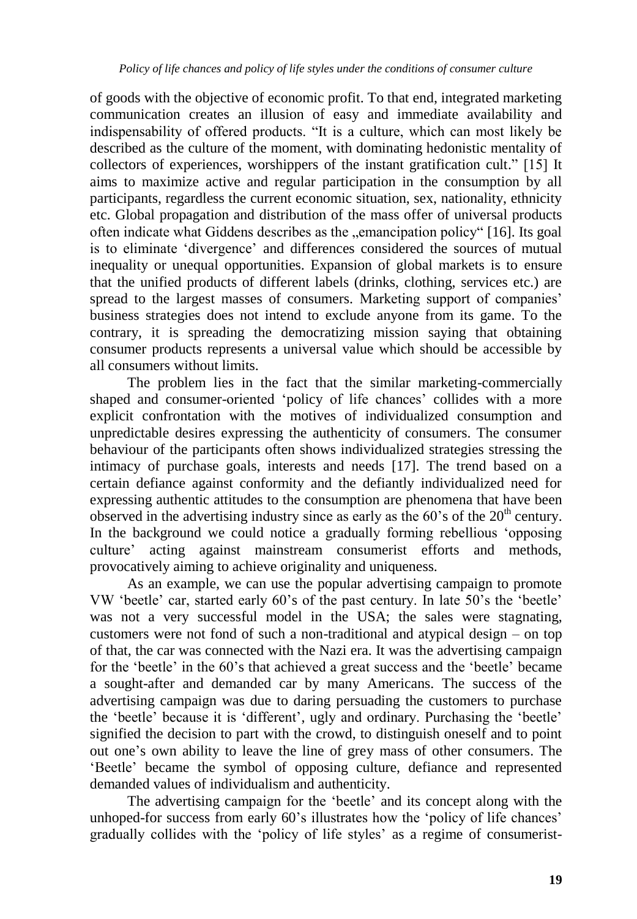of goods with the objective of economic profit. To that end, integrated marketing communication creates an illusion of easy and immediate availability and indispensability of offered products. "It is a culture, which can most likely be described as the culture of the moment, with dominating hedonistic mentality of collectors of experiences, worshippers of the instant gratification cult." [15] It aims to maximize active and regular participation in the consumption by all participants, regardless the current economic situation, sex, nationality, ethnicity etc. Global propagation and distribution of the mass offer of universal products often indicate what Giddens describes as the „emancipation policy" [16]. Its goal is to eliminate 'divergence' and differences considered the sources of mutual inequality or unequal opportunities. Expansion of global markets is to ensure that the unified products of different labels (drinks, clothing, services etc.) are spread to the largest masses of consumers. Marketing support of companies' business strategies does not intend to exclude anyone from its game. To the contrary, it is spreading the democratizing mission saying that obtaining consumer products represents a universal value which should be accessible by all consumers without limits.

The problem lies in the fact that the similar marketing-commercially shaped and consumer-oriented 'policy of life chances' collides with a more explicit confrontation with the motives of individualized consumption and unpredictable desires expressing the authenticity of consumers. The consumer behaviour of the participants often shows individualized strategies stressing the intimacy of purchase goals, interests and needs [17]. The trend based on a certain defiance against conformity and the defiantly individualized need for expressing authentic attitudes to the consumption are phenomena that have been observed in the advertising industry since as early as the 60's of the 20th century. In the background we could notice a gradually forming rebellious 'opposing culture' acting against mainstream consumerist efforts and methods, provocatively aiming to achieve originality and uniqueness.

As an example, we can use the popular advertising campaign to promote VW 'beetle' car, started early 60's of the past century. In late 50's the 'beetle' was not a very successful model in the USA; the sales were stagnating, customers were not fond of such a non-traditional and atypical design – on top of that, the car was connected with the Nazi era. It was the advertising campaign for the 'beetle' in the 60's that achieved a great success and the 'beetle' became a sought-after and demanded car by many Americans. The success of the advertising campaign was due to daring persuading the customers to purchase the 'beetle' because it is 'different', ugly and ordinary. Purchasing the 'beetle' signified the decision to part with the crowd, to distinguish oneself and to point out one's own ability to leave the line of grey mass of other consumers. The 'Beetle' became the symbol of opposing culture, defiance and represented demanded values of individualism and authenticity.

The advertising campaign for the 'beetle' and its concept along with the unhoped-for success from early 60's illustrates how the 'policy of life chances' gradually collides with the 'policy of life styles' as a regime of consumerist-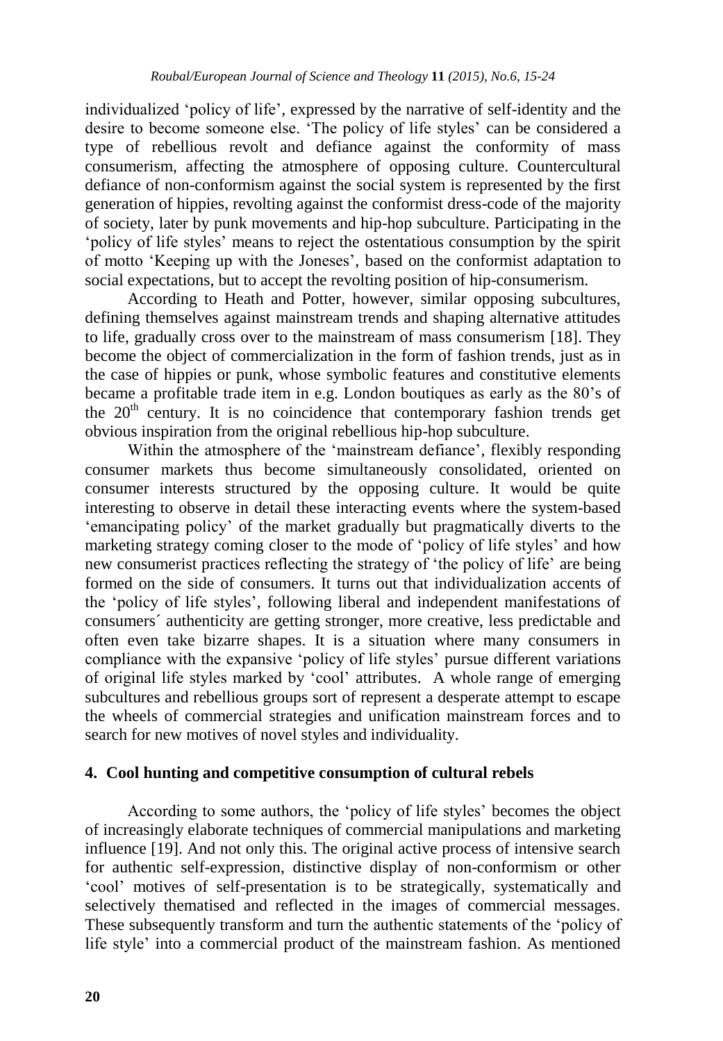individualized 'policy of life', expressed by the narrative of self-identity and the desire to become someone else. 'The policy of life styles' can be considered a type of rebellious revolt and defiance against the conformity of mass consumerism, affecting the atmosphere of opposing culture. Countercultural defiance of non-conformism against the social system is represented by the first generation of hippies, revolting against the conformist dress-code of the majority of society, later by punk movements and hip-hop subculture. Participating in the 'policy of life styles' means to reject the ostentatious consumption by the spirit of motto 'Keeping up with the Joneses', based on the conformist adaptation to social expectations, but to accept the revolting position of hip-consumerism.

According to Heath and Potter, however, similar opposing subcultures, defining themselves against mainstream trends and shaping alternative attitudes to life, gradually cross over to the mainstream of mass consumerism [18]. They become the object of commercialization in the form of fashion trends, just as in the case of hippies or punk, whose symbolic features and constitutive elements became a profitable trade item in e.g. London boutiques as early as the 80's of the 20th century. It is no coincidence that contemporary fashion trends get obvious inspiration from the original rebellious hip-hop subculture.

Within the atmosphere of the 'mainstream defiance', flexibly responding consumer markets thus become simultaneously consolidated, oriented on consumer interests structured by the opposing culture. It would be quite interesting to observe in detail these interacting events where the system-based 'emancipating policy' of the market gradually but pragmatically diverts to the marketing strategy coming closer to the mode of 'policy of life styles' and how new consumerist practices reflecting the strategy of 'the policy of life' are being formed on the side of consumers. It turns out that individualization accents of the 'policy of life styles', following liberal and independent manifestations of consumers´ authenticity are getting stronger, more creative, less predictable and often even take bizarre shapes. It is a situation where many consumers in compliance with the expansive 'policy of life styles' pursue different variations of original life styles marked by 'cool' attributes. A whole range of emerging subcultures and rebellious groups sort of represent a desperate attempt to escape the wheels of commercial strategies and unification mainstream forces and to search for new motives of novel styles and individuality.

## 4. Cool hunting and competitive consumption of cultural rebels

According to some authors, the 'policy of life styles' becomes the object of increasingly elaborate techniques of commercial manipulations and marketing influence [19]. And not only this. The original active process of intensive search for authentic self-expression, distinctive display of non-conformism or other 'cool' motives of self-presentation is to be strategically, systematically and selectively thematised and reflected in the images of commercial messages. These subsequently transform and turn the authentic statements of the 'policy of life style' into a commercial product of the mainstream fashion. As mentioned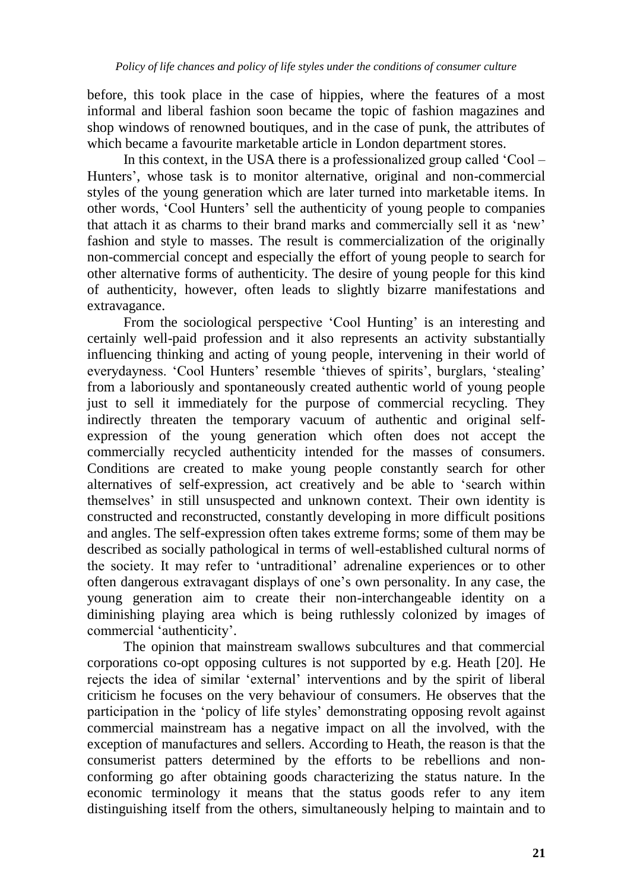before, this took place in the case of hippies, where the features of a most informal and liberal fashion soon became the topic of fashion magazines and shop windows of renowned boutiques, and in the case of punk, the attributes of which became a favourite marketable article in London department stores.

In this context, in the USA there is a professionalized group called 'Cool – Hunters', whose task is to monitor alternative, original and non-commercial styles of the young generation which are later turned into marketable items. In other words, 'Cool Hunters' sell the authenticity of young people to companies that attach it as charms to their brand marks and commercially sell it as 'new' fashion and style to masses. The result is commercialization of the originally non-commercial concept and especially the effort of young people to search for other alternative forms of authenticity. The desire of young people for this kind of authenticity, however, often leads to slightly bizarre manifestations and extravagance.

From the sociological perspective 'Cool Hunting' is an interesting and certainly well-paid profession and it also represents an activity substantially influencing thinking and acting of young people, intervening in their world of everydayness. 'Cool Hunters' resemble 'thieves of spirits', burglars, 'stealing' from a laboriously and spontaneously created authentic world of young people just to sell it immediately for the purpose of commercial recycling. They indirectly threaten the temporary vacuum of authentic and original self-expression of the young generation which often does not accept the commercially recycled authenticity intended for the masses of consumers. Conditions are created to make young people constantly search for other alternatives of self-expression, act creatively and be able to 'search within themselves' in still unsuspected and unknown context. Their own identity is constructed and reconstructed, constantly developing in more difficult positions and angles. The self-expression often takes extreme forms; some of them may be described as socially pathological in terms of well-established cultural norms of the society. It may refer to 'untraditional' adrenaline experiences or to other often dangerous extravagant displays of one's own personality. In any case, the young generation aim to create their non-interchangeable identity on a diminishing playing area which is being ruthlessly colonized by images of commercial 'authenticity'.

The opinion that mainstream swallows subcultures and that commercial corporations co-opt opposing cultures is not supported by e.g. Heath [20]. He rejects the idea of similar 'external' interventions and by the spirit of liberal criticism he focuses on the very behaviour of consumers. He observes that the participation in the 'policy of life styles' demonstrating opposing revolt against commercial mainstream has a negative impact on all the involved, with the exception of manufactures and sellers. According to Heath, the reason is that the consumerist patters determined by the efforts to be rebellions and non-conforming go after obtaining goods characterizing the status nature. In the economic terminology it means that the status goods refer to any item distinguishing itself from the others, simultaneously helping to maintain and to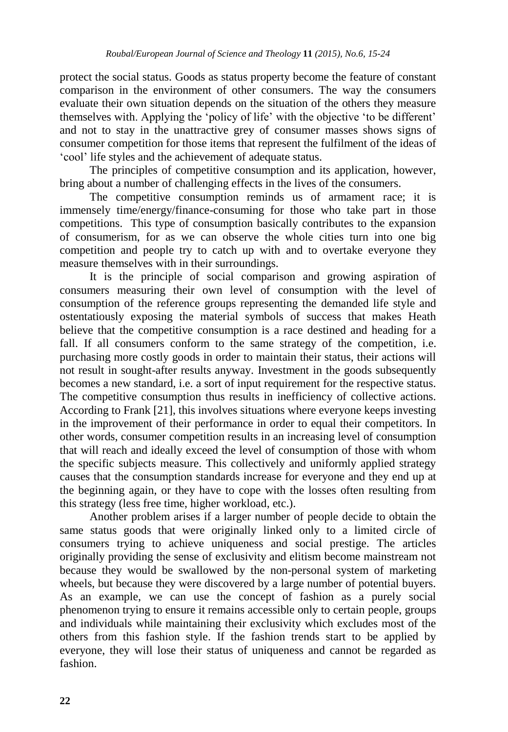protect the social status. Goods as status property become the feature of constant comparison in the environment of other consumers. The way the consumers evaluate their own situation depends on the situation of the others they measure themselves with. Applying the 'policy of life' with the objective 'to be different' and not to stay in the unattractive grey of consumer masses shows signs of consumer competition for those items that represent the fulfilment of the ideas of 'cool' life styles and the achievement of adequate status.

The principles of competitive consumption and its application, however, bring about a number of challenging effects in the lives of the consumers.

The competitive consumption reminds us of armament race; it is immensely time/energy/finance-consuming for those who take part in those competitions. This type of consumption basically contributes to the expansion of consumerism, for as we can observe the whole cities turn into one big competition and people try to catch up with and to overtake everyone they measure themselves with in their surroundings.

It is the principle of social comparison and growing aspiration of consumers measuring their own level of consumption with the level of consumption of the reference groups representing the demanded life style and ostentatiously exposing the material symbols of success that makes Heath believe that the competitive consumption is a race destined and heading for a fall. If all consumers conform to the same strategy of the competition, i.e. purchasing more costly goods in order to maintain their status, their actions will not result in sought-after results anyway. Investment in the goods subsequently becomes a new standard, i.e. a sort of input requirement for the respective status. The competitive consumption thus results in inefficiency of collective actions. According to Frank [21], this involves situations where everyone keeps investing in the improvement of their performance in order to equal their competitors. In other words, consumer competition results in an increasing level of consumption that will reach and ideally exceed the level of consumption of those with whom the specific subjects measure. This collectively and uniformly applied strategy causes that the consumption standards increase for everyone and they end up at the beginning again, or they have to cope with the losses often resulting from this strategy (less free time, higher workload, etc.).

Another problem arises if a larger number of people decide to obtain the same status goods that were originally linked only to a limited circle of consumers trying to achieve uniqueness and social prestige. The articles originally providing the sense of exclusivity and elitism become mainstream not because they would be swallowed by the non-personal system of marketing wheels, but because they were discovered by a large number of potential buyers. As an example, we can use the concept of fashion as a purely social phenomenon trying to ensure it remains accessible only to certain people, groups and individuals while maintaining their exclusivity which excludes most of the others from this fashion style. If the fashion trends start to be applied by everyone, they will lose their status of uniqueness and cannot be regarded as fashion.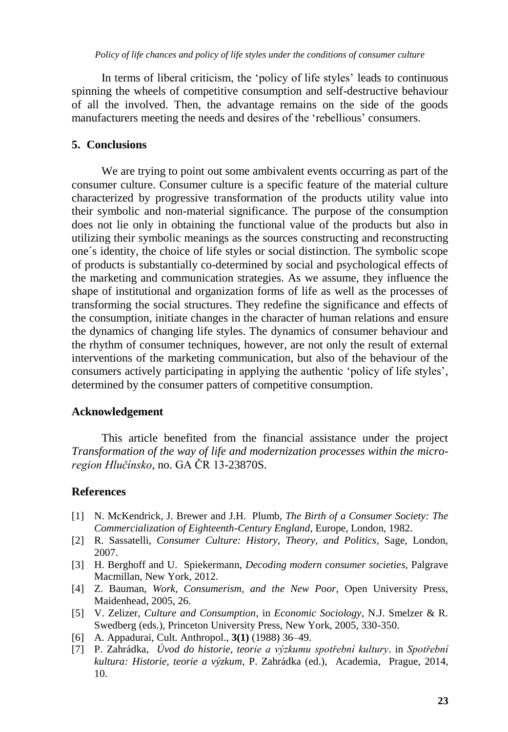In terms of liberal criticism, the 'policy of life styles' leads to continuous spinning the wheels of competitive consumption and self-destructive behaviour of all the involved. Then, the advantage remains on the side of the goods manufacturers meeting the needs and desires of the 'rebellious' consumers.

## 5. Conclusions

We are trying to point out some ambivalent events occurring as part of the consumer culture. Consumer culture is a specific feature of the material culture characterized by progressive transformation of the products utility value into their symbolic and non-material significance. The purpose of the consumption does not lie only in obtaining the functional value of the products but also in utilizing their symbolic meanings as the sources constructing and reconstructing one´s identity, the choice of life styles or social distinction. The symbolic scope of products is substantially co-determined by social and psychological effects of the marketing and communication strategies. As we assume, they influence the shape of institutional and organization forms of life as well as the processes of transforming the social structures. They redefine the significance and effects of the consumption, initiate changes in the character of human relations and ensure the dynamics of changing life styles. The dynamics of consumer behaviour and the rhythm of consumer techniques, however, are not only the result of external interventions of the marketing communication, but also of the behaviour of the consumers actively participating in applying the authentic 'policy of life styles', determined by the consumer patters of competitive consumption.

## Acknowledgement

This article benefited from the financial assistance under the project *Transformation of the way of life and modernization processes within the micro-region Hlučínsko*, no. GA ČR 13-23870S.

## References

[1] N. McKendrick, J. Brewer and J.H. Plumb, *The Birth of a Consumer Society: The Commercialization of Eighteenth-Century England*, Europe, London, 1982.

[2] R. Sassatelli, *Consumer Culture: History, Theory, and Politics*, Sage, London, 2007.

[3] H. Berghoff and U. Spiekermann, *Decoding modern consumer societies,* Palgrave Macmillan, New York, 2012.

[4] Z. Bauman, *Work, Consumerism, and the New Poor*, Open University Press, Maidenhead, 2005, 26.

[5] V. Zelizer, *Culture and Consumption*, in *Economic Sociology*, N.J. Smelzer & R. Swedberg (eds.), Princeton University Press, New York, 2005, 330-350.

[6] A. Appadurai, Cult. Anthropol., **3(1)** (1988) 36–49.

[7] P. Zahrádka, *Úvod do historie, teorie a výzkumu spotřební kultury*. in *Spotřební kultura: Historie, teorie a výzkum*, P. Zahrádka (ed.), Academia, Prague, 2014, 10.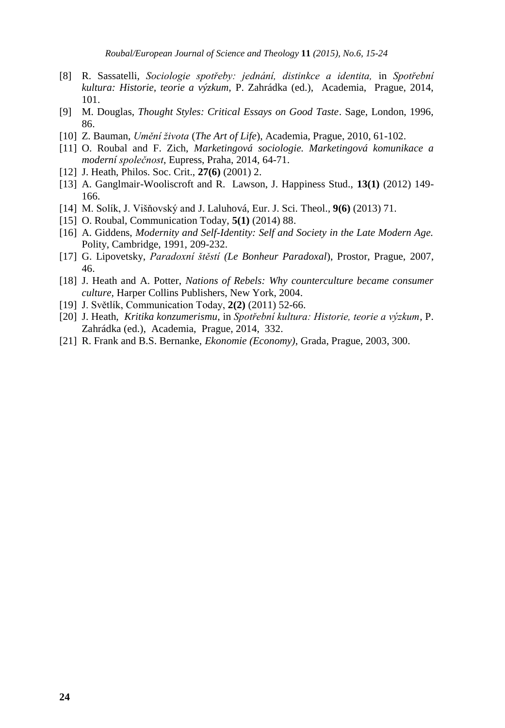[8] R. Sassatelli, *Sociologie spotřeby: jednání, distinkce a identita,* in *Spotřební kultura: Historie, teorie a výzkum*, P. Zahrádka (ed.), Academia, Prague, 2014, 101.

[9] M. Douglas, *Thought Styles: Critical Essays on Good Taste*. Sage, London, 1996, 86.

[10] Z. Bauman, *Umění života* (*The Art of Life*), Academia, Prague, 2010, 61-102.

[11] O. Roubal and F. Zich, *Marketingová sociologie. Marketingová komunikace a moderní společnost*, Eupress, Praha, 2014, 64-71.

[12] J. Heath, Philos. Soc. Crit., **27(6)** (2001) 2.

[13] A. Ganglmair-Wooliscroft and R. Lawson, J. Happiness Stud., **13(1)** (2012) 149-166.

[14] M. Solík, J. Višňovský and J. Laluhová, Eur. J. Sci. Theol., **9(6)** (2013) 71.

[15] O. Roubal, Communication Today, **5(1)** (2014) 88.

[16] A. Giddens, *Modernity and Self-Identity: Self and Society in the Late Modern Age.* Polity, Cambridge, 1991, 209-232.

[17] G. Lipovetsky, *Paradoxní štěstí (Le Bonheur Paradoxal*), Prostor, Prague, 2007, 46.

[18] J. Heath and A. Potter, *Nations of Rebels: Why counterculture became consumer culture*, Harper Collins Publishers, New York, 2004.

[19] J. Světlík, Communication Today, **2(2)** (2011) 52-66.

[20] J. Heath, *Kritika konzumerismu*, in *Spotřební kultura: Historie, teorie a výzkum*, P. Zahrádka (ed.), Academia, Prague, 2014, 332.

[21] R. Frank and B.S. Bernanke, *Ekonomie (Economy)*, Grada, Prague, 2003, 300.